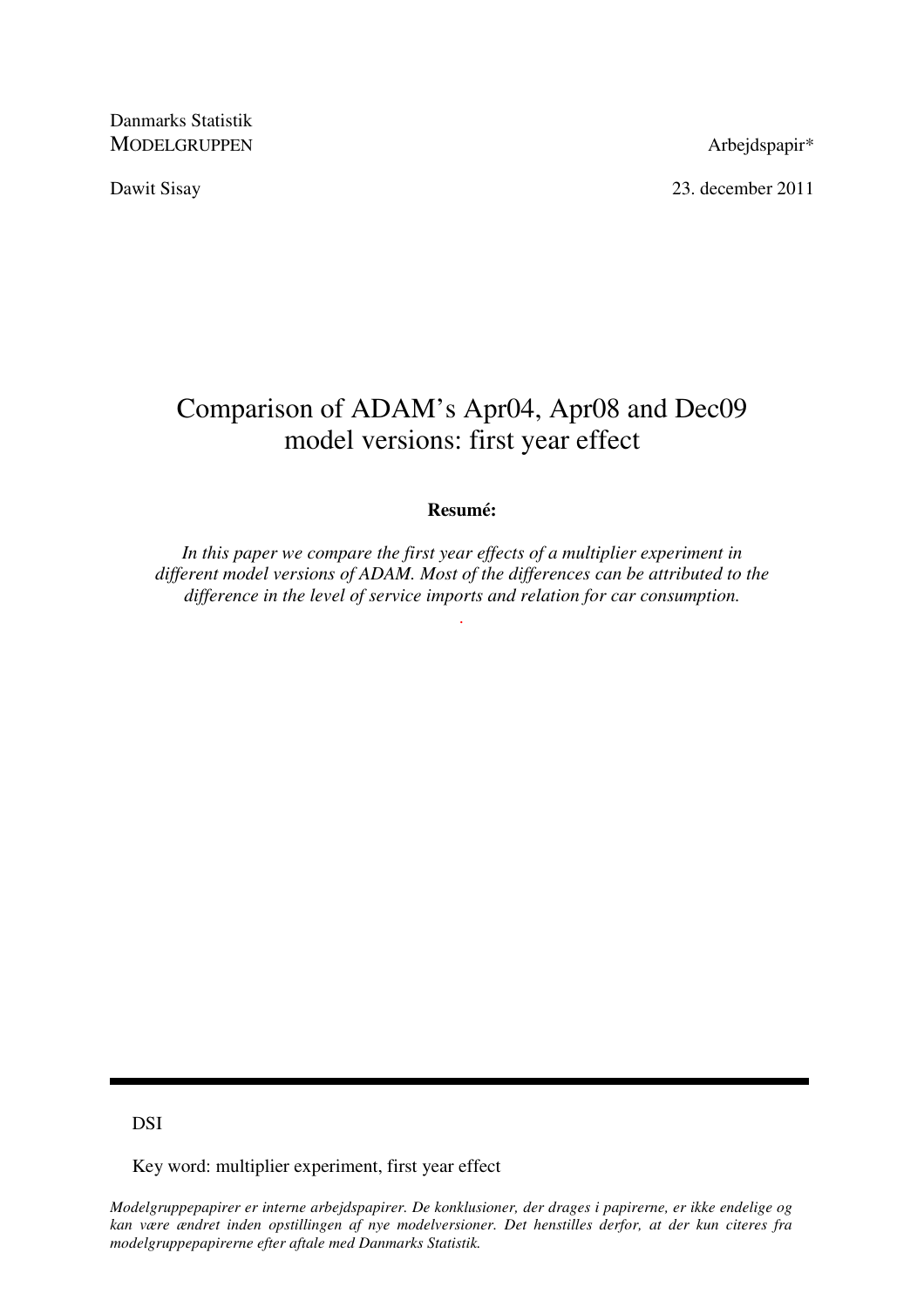Danmarks Statistik
MODELGRUPPEN

Arbejdspapir*

Dawit Sisay

23. december 2011

# Comparison of ADAM's Apr04, Apr08 and Dec09 model versions: first year effect

**Resumé:**

*In this paper we compare the first year effects of a multiplier experiment in different model versions of ADAM. Most of the differences can be attributed to the difference in the level of service imports and relation for car consumption.*

DSI

Key word: multiplier experiment, first year effect

*Modelgruppepapirer er interne arbejdspapirer. De konklusioner, der drages i papirerne, er ikke endelige og kan være ændret inden opstillingen af nye modelversioner. Det henstilles derfor, at der kun citeres fra modelgruppepapirerne efter aftale med Danmarks Statistik.*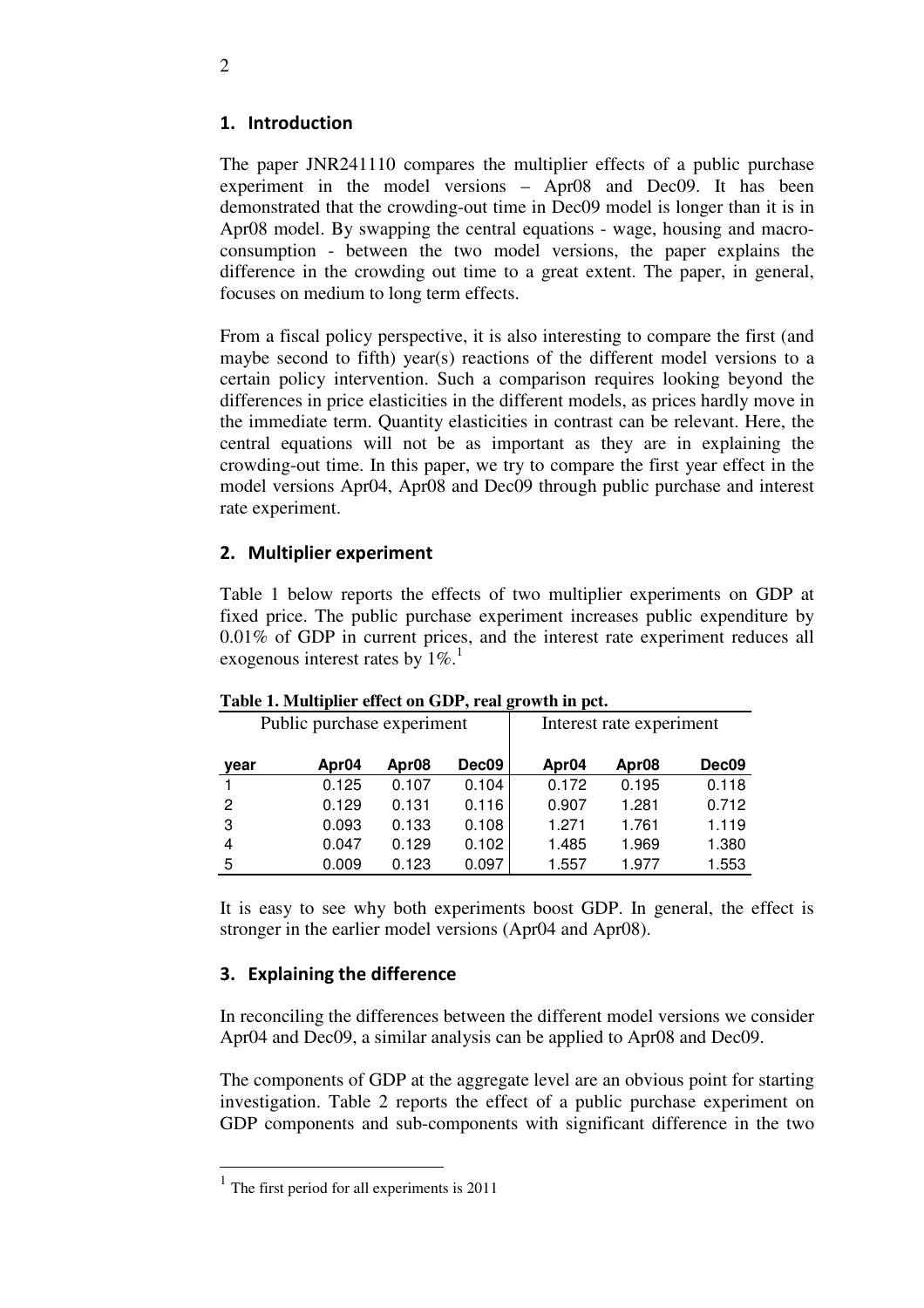## 1. Introduction

The paper JNR241110 compares the multiplier effects of a public purchase experiment in the model versions – Apr08 and Dec09. It has been demonstrated that the crowding-out time in Dec09 model is longer than it is in Apr08 model. By swapping the central equations - wage, housing and macro-consumption - between the two model versions, the paper explains the difference in the crowding out time to a great extent. The paper, in general, focuses on medium to long term effects.

From a fiscal policy perspective, it is also interesting to compare the first (and maybe second to fifth) year(s) reactions of the different model versions to a certain policy intervention. Such a comparison requires looking beyond the differences in price elasticities in the different models, as prices hardly move in the immediate term. Quantity elasticities in contrast can be relevant. Here, the central equations will not be as important as they are in explaining the crowding-out time. In this paper, we try to compare the first year effect in the model versions Apr04, Apr08 and Dec09 through public purchase and interest rate experiment.

## 2. Multiplier experiment

Table 1 below reports the effects of two multiplier experiments on GDP at fixed price. The public purchase experiment increases public expenditure by 0.01% of GDP in current prices, and the interest rate experiment reduces all exogenous interest rates by 1%.[1]

**Table 1. Multiplier effect on GDP, real growth in pct.**

| | Public purchase experiment | | | Interest rate experiment | | |
|---|---|---|---|---|---|---|
| **year** | **Apr04** | **Apr08** | **Dec09** | **Apr04** | **Apr08** | **Dec09** |
| 1 | 0.125 | 0.107 | 0.104 | 0.172 | 0.195 | 0.118 |
| 2 | 0.129 | 0.131 | 0.116 | 0.907 | 1.281 | 0.712 |
| 3 | 0.093 | 0.133 | 0.108 | 1.271 | 1.761 | 1.119 |
| 4 | 0.047 | 0.129 | 0.102 | 1.485 | 1.969 | 1.380 |
| 5 | 0.009 | 0.123 | 0.097 | 1.557 | 1.977 | 1.553 |

It is easy to see why both experiments boost GDP. In general, the effect is stronger in the earlier model versions (Apr04 and Apr08).

## 3. Explaining the difference

In reconciling the differences between the different model versions we consider Apr04 and Dec09, a similar analysis can be applied to Apr08 and Dec09.

The components of GDP at the aggregate level are an obvious point for starting investigation. Table 2 reports the effect of a public purchase experiment on GDP components and sub-components with significant difference in the two

[1] The first period for all experiments is 2011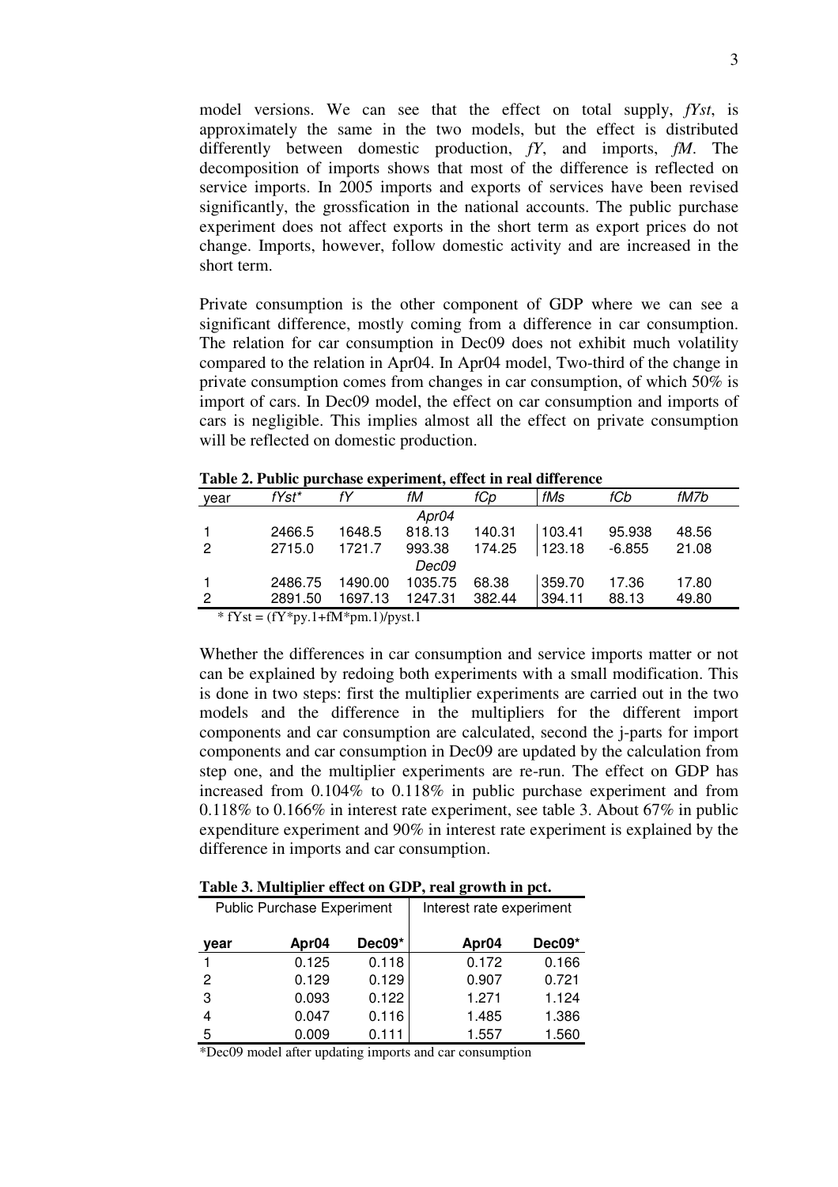model versions. We can see that the effect on total supply, *fYst*, is approximately the same in the two models, but the effect is distributed differently between domestic production, *fY*, and imports, *fM*. The decomposition of imports shows that most of the difference is reflected on service imports. In 2005 imports and exports of services have been revised significantly, the grossfication in the national accounts. The public purchase experiment does not affect exports in the short term as export prices do not change. Imports, however, follow domestic activity and are increased in the short term.

Private consumption is the other component of GDP where we can see a significant difference, mostly coming from a difference in car consumption. The relation for car consumption in Dec09 does not exhibit much volatility compared to the relation in Apr04. In Apr04 model, Two-third of the change in private consumption comes from changes in car consumption, of which 50% is import of cars. In Dec09 model, the effect on car consumption and imports of cars is negligible. This implies almost all the effect on private consumption will be reflected on domestic production.

**Table 2. Public purchase experiment, effect in real difference**

| year | fYst* | fY | fM | fCp | fMs | fCb | fM7b |
|---|---|---|---|---|---|---|---|
| | | | *Apr04* | | | | |
| 1 | 2466.5 | 1648.5 | 818.13 | 140.31 | 103.41 | 95.938 | 48.56 |
| 2 | 2715.0 | 1721.7 | 993.38 | 174.25 | 123.18 | -6.855 | 21.08 |
| | | | *Dec09* | | | | |
| 1 | 2486.75 | 1490.00 | 1035.75 | 68.38 | 359.70 | 17.36 | 17.80 |
| 2 | 2891.50 | 1697.13 | 1247.31 | 382.44 | 394.11 | 88.13 | 49.80 |

\* fYst = (fY\*py.1+fM\*pm.1)/pyst.1

Whether the differences in car consumption and service imports matter or not can be explained by redoing both experiments with a small modification. This is done in two steps: first the multiplier experiments are carried out in the two models and the difference in the multipliers for the different import components and car consumption are calculated, second the j-parts for import components and car consumption in Dec09 are updated by the calculation from step one, and the multiplier experiments are re-run. The effect on GDP has increased from 0.104% to 0.118% in public purchase experiment and from 0.118% to 0.166% in interest rate experiment, see table 3. About 67% in public expenditure experiment and 90% in interest rate experiment is explained by the difference in imports and car consumption.

**Table 3. Multiplier effect on GDP, real growth in pct.**

| | Public Purchase Experiment | | Interest rate experiment | |
|---|---|---|---|---|
| **year** | **Apr04** | **Dec09*** | **Apr04** | **Dec09*** |
| 1 | 0.125 | 0.118 | 0.172 | 0.166 |
| 2 | 0.129 | 0.129 | 0.907 | 0.721 |
| 3 | 0.093 | 0.122 | 1.271 | 1.124 |
| 4 | 0.047 | 0.116 | 1.485 | 1.386 |
| 5 | 0.009 | 0.111 | 1.557 | 1.560 |

*Dec09 model after updating imports and car consumption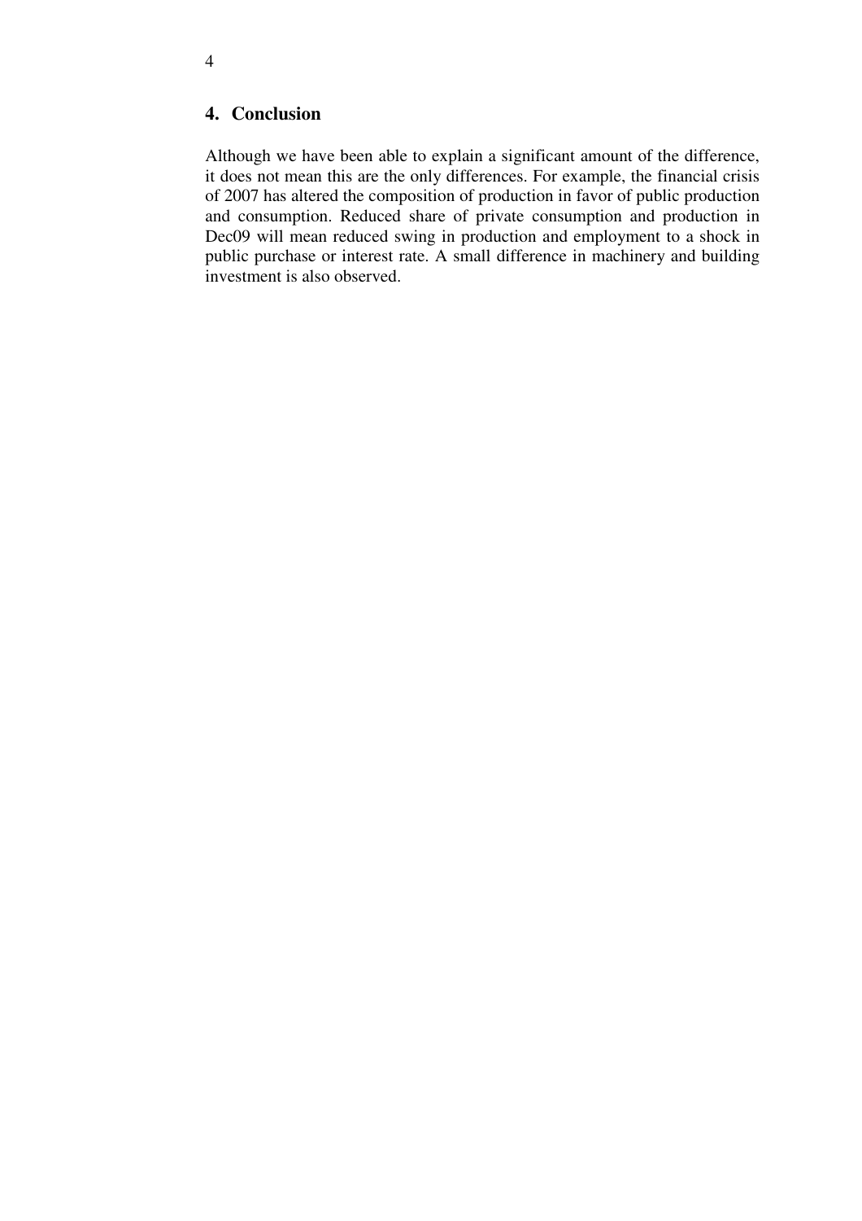## 4. Conclusion

Although we have been able to explain a significant amount of the difference, it does not mean this are the only differences. For example, the financial crisis of 2007 has altered the composition of production in favor of public production and consumption. Reduced share of private consumption and production in Dec09 will mean reduced swing in production and employment to a shock in public purchase or interest rate. A small difference in machinery and building investment is also observed.